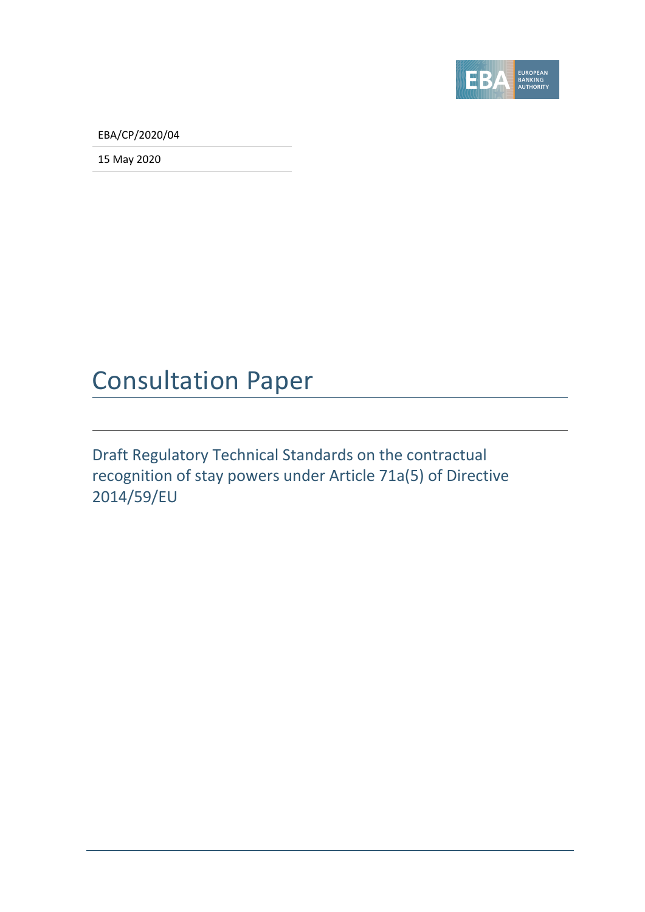EBA/CP/2020/04

15 May 2020

# Consultation Paper

## Draft Regulatory Technical Standards on the contractual recognition of stay powers under Article 71a(5) of Directive 2014/59/EU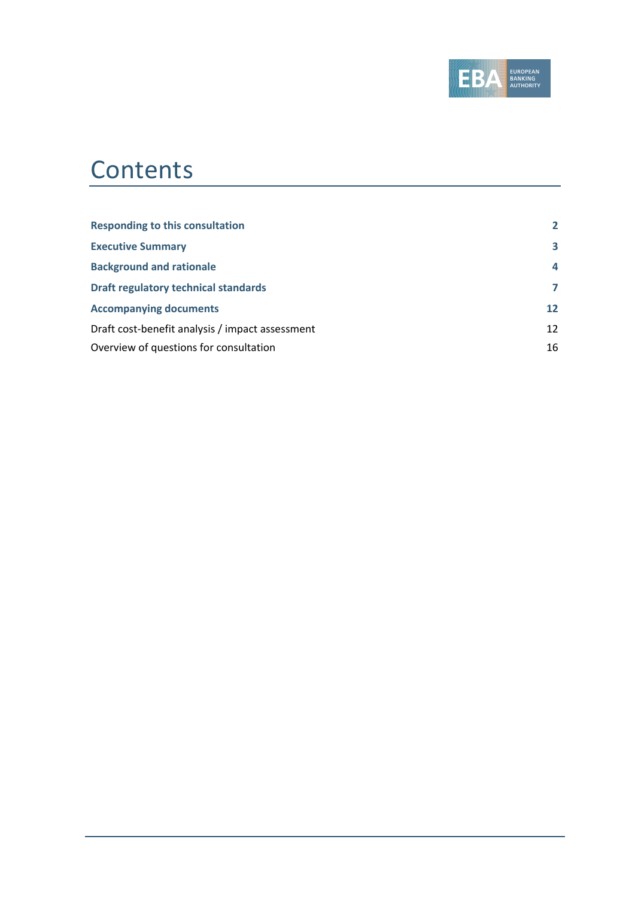# Contents

| | |
|---|---|
| **Responding to this consultation** | **2** |
| **Executive Summary** | **3** |
| **Background and rationale** | **4** |
| **Draft regulatory technical standards** | **7** |
| **Accompanying documents** | **12** |
| Draft cost-benefit analysis / impact assessment | 12 |
| Overview of questions for consultation | 16 |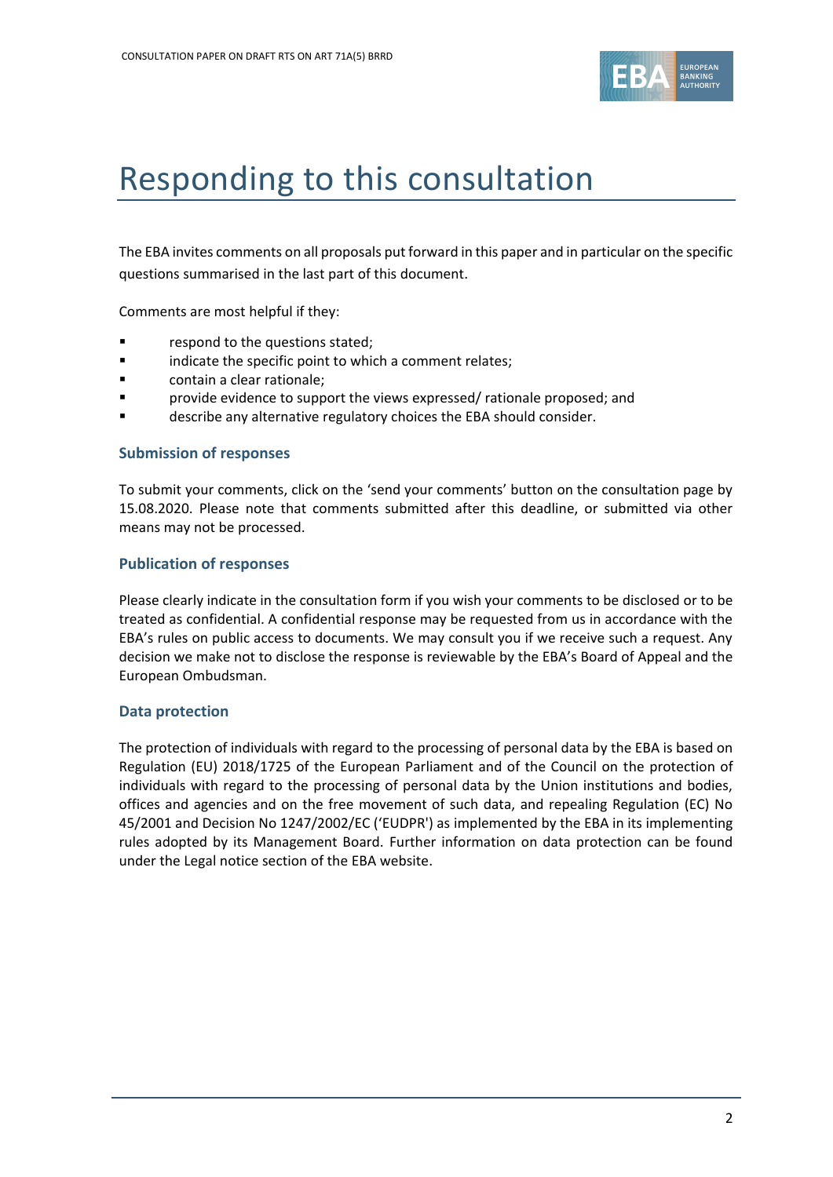# Responding to this consultation

The EBA invites comments on all proposals put forward in this paper and in particular on the specific questions summarised in the last part of this document.

Comments are most helpful if they:

- respond to the questions stated;
- indicate the specific point to which a comment relates;
- contain a clear rationale;
- provide evidence to support the views expressed/ rationale proposed; and
- describe any alternative regulatory choices the EBA should consider.

### Submission of responses

To submit your comments, click on the 'send your comments' button on the consultation page by 15.08.2020. Please note that comments submitted after this deadline, or submitted via other means may not be processed.

### Publication of responses

Please clearly indicate in the consultation form if you wish your comments to be disclosed or to be treated as confidential. A confidential response may be requested from us in accordance with the EBA's rules on public access to documents. We may consult you if we receive such a request. Any decision we make not to disclose the response is reviewable by the EBA's Board of Appeal and the European Ombudsman.

### Data protection

The protection of individuals with regard to the processing of personal data by the EBA is based on Regulation (EU) 2018/1725 of the European Parliament and of the Council on the protection of individuals with regard to the processing of personal data by the Union institutions and bodies, offices and agencies and on the free movement of such data, and repealing Regulation (EC) No 45/2001 and Decision No 1247/2002/EC ('EUDPR') as implemented by the EBA in its implementing rules adopted by its Management Board. Further information on data protection can be found under the Legal notice section of the EBA website.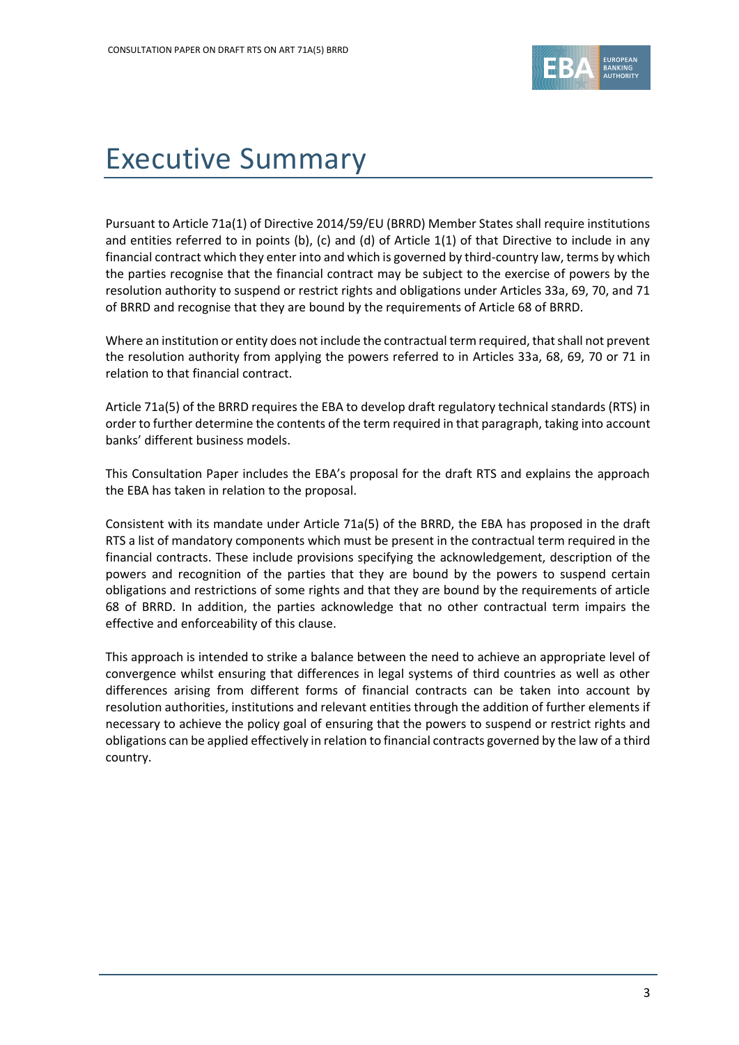# Executive Summary

Pursuant to Article 71a(1) of Directive 2014/59/EU (BRRD) Member States shall require institutions and entities referred to in points (b), (c) and (d) of Article 1(1) of that Directive to include in any financial contract which they enter into and which is governed by third-country law, terms by which the parties recognise that the financial contract may be subject to the exercise of powers by the resolution authority to suspend or restrict rights and obligations under Articles 33a, 69, 70, and 71 of BRRD and recognise that they are bound by the requirements of Article 68 of BRRD.

Where an institution or entity does not include the contractual term required, that shall not prevent the resolution authority from applying the powers referred to in Articles 33a, 68, 69, 70 or 71 in relation to that financial contract.

Article 71a(5) of the BRRD requires the EBA to develop draft regulatory technical standards (RTS) in order to further determine the contents of the term required in that paragraph, taking into account banks' different business models.

This Consultation Paper includes the EBA's proposal for the draft RTS and explains the approach the EBA has taken in relation to the proposal.

Consistent with its mandate under Article 71a(5) of the BRRD, the EBA has proposed in the draft RTS a list of mandatory components which must be present in the contractual term required in the financial contracts. These include provisions specifying the acknowledgement, description of the powers and recognition of the parties that they are bound by the powers to suspend certain obligations and restrictions of some rights and that they are bound by the requirements of article 68 of BRRD. In addition, the parties acknowledge that no other contractual term impairs the effective and enforceability of this clause.

This approach is intended to strike a balance between the need to achieve an appropriate level of convergence whilst ensuring that differences in legal systems of third countries as well as other differences arising from different forms of financial contracts can be taken into account by resolution authorities, institutions and relevant entities through the addition of further elements if necessary to achieve the policy goal of ensuring that the powers to suspend or restrict rights and obligations can be applied effectively in relation to financial contracts governed by the law of a third country.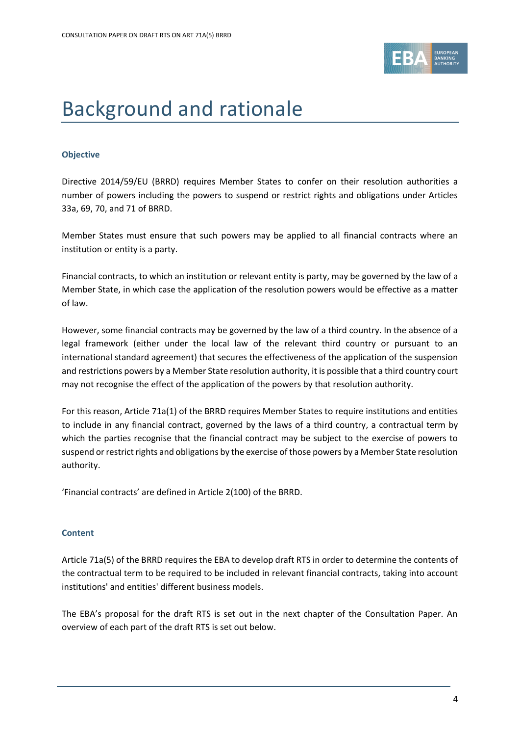# Background and rationale

### Objective

Directive 2014/59/EU (BRRD) requires Member States to confer on their resolution authorities a number of powers including the powers to suspend or restrict rights and obligations under Articles 33a, 69, 70, and 71 of BRRD.

Member States must ensure that such powers may be applied to all financial contracts where an institution or entity is a party.

Financial contracts, to which an institution or relevant entity is party, may be governed by the law of a Member State, in which case the application of the resolution powers would be effective as a matter of law.

However, some financial contracts may be governed by the law of a third country. In the absence of a legal framework (either under the local law of the relevant third country or pursuant to an international standard agreement) that secures the effectiveness of the application of the suspension and restrictions powers by a Member State resolution authority, it is possible that a third country court may not recognise the effect of the application of the powers by that resolution authority.

For this reason, Article 71a(1) of the BRRD requires Member States to require institutions and entities to include in any financial contract, governed by the laws of a third country, a contractual term by which the parties recognise that the financial contract may be subject to the exercise of powers to suspend or restrict rights and obligations by the exercise of those powers by a Member State resolution authority.

'Financial contracts' are defined in Article 2(100) of the BRRD.

### Content

Article 71a(5) of the BRRD requires the EBA to develop draft RTS in order to determine the contents of the contractual term to be required to be included in relevant financial contracts, taking into account institutions' and entities' different business models.

The EBA's proposal for the draft RTS is set out in the next chapter of the Consultation Paper. An overview of each part of the draft RTS is set out below.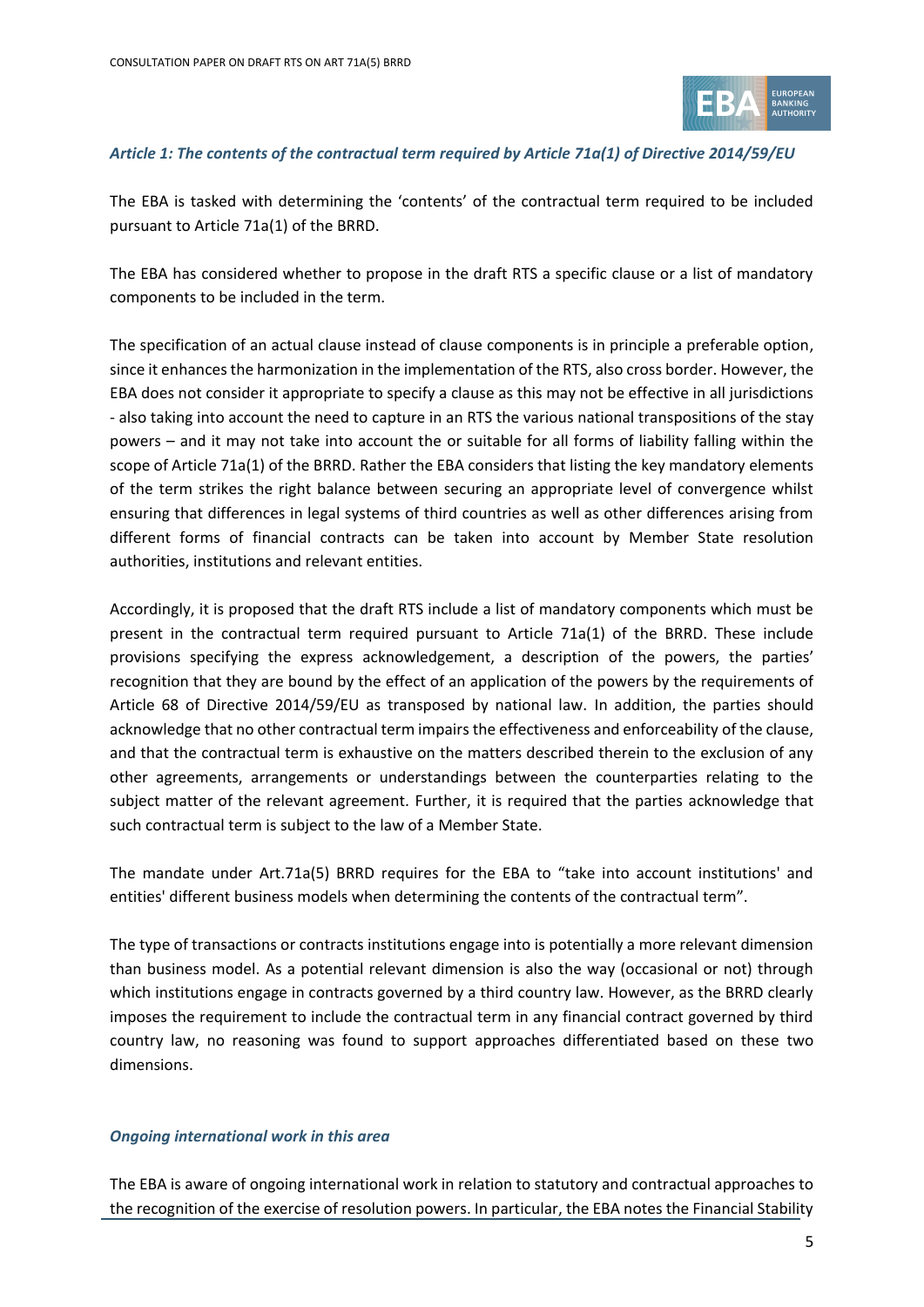*Article 1: The contents of the contractual term required by Article 71a(1) of Directive 2014/59/EU*

The EBA is tasked with determining the 'contents' of the contractual term required to be included pursuant to Article 71a(1) of the BRRD.

The EBA has considered whether to propose in the draft RTS a specific clause or a list of mandatory components to be included in the term.

The specification of an actual clause instead of clause components is in principle a preferable option, since it enhances the harmonization in the implementation of the RTS, also cross border. However, the EBA does not consider it appropriate to specify a clause as this may not be effective in all jurisdictions - also taking into account the need to capture in an RTS the various national transpositions of the stay powers – and it may not take into account the or suitable for all forms of liability falling within the scope of Article 71a(1) of the BRRD. Rather the EBA considers that listing the key mandatory elements of the term strikes the right balance between securing an appropriate level of convergence whilst ensuring that differences in legal systems of third countries as well as other differences arising from different forms of financial contracts can be taken into account by Member State resolution authorities, institutions and relevant entities.

Accordingly, it is proposed that the draft RTS include a list of mandatory components which must be present in the contractual term required pursuant to Article 71a(1) of the BRRD. These include provisions specifying the express acknowledgement, a description of the powers, the parties' recognition that they are bound by the effect of an application of the powers by the requirements of Article 68 of Directive 2014/59/EU as transposed by national law. In addition, the parties should acknowledge that no other contractual term impairs the effectiveness and enforceability of the clause, and that the contractual term is exhaustive on the matters described therein to the exclusion of any other agreements, arrangements or understandings between the counterparties relating to the subject matter of the relevant agreement. Further, it is required that the parties acknowledge that such contractual term is subject to the law of a Member State.

The mandate under Art.71a(5) BRRD requires for the EBA to "take into account institutions' and entities' different business models when determining the contents of the contractual term".

The type of transactions or contracts institutions engage into is potentially a more relevant dimension than business model. As a potential relevant dimension is also the way (occasional or not) through which institutions engage in contracts governed by a third country law. However, as the BRRD clearly imposes the requirement to include the contractual term in any financial contract governed by third country law, no reasoning was found to support approaches differentiated based on these two dimensions.

*Ongoing international work in this area*

The EBA is aware of ongoing international work in relation to statutory and contractual approaches to the recognition of the exercise of resolution powers. In particular, the EBA notes the Financial Stability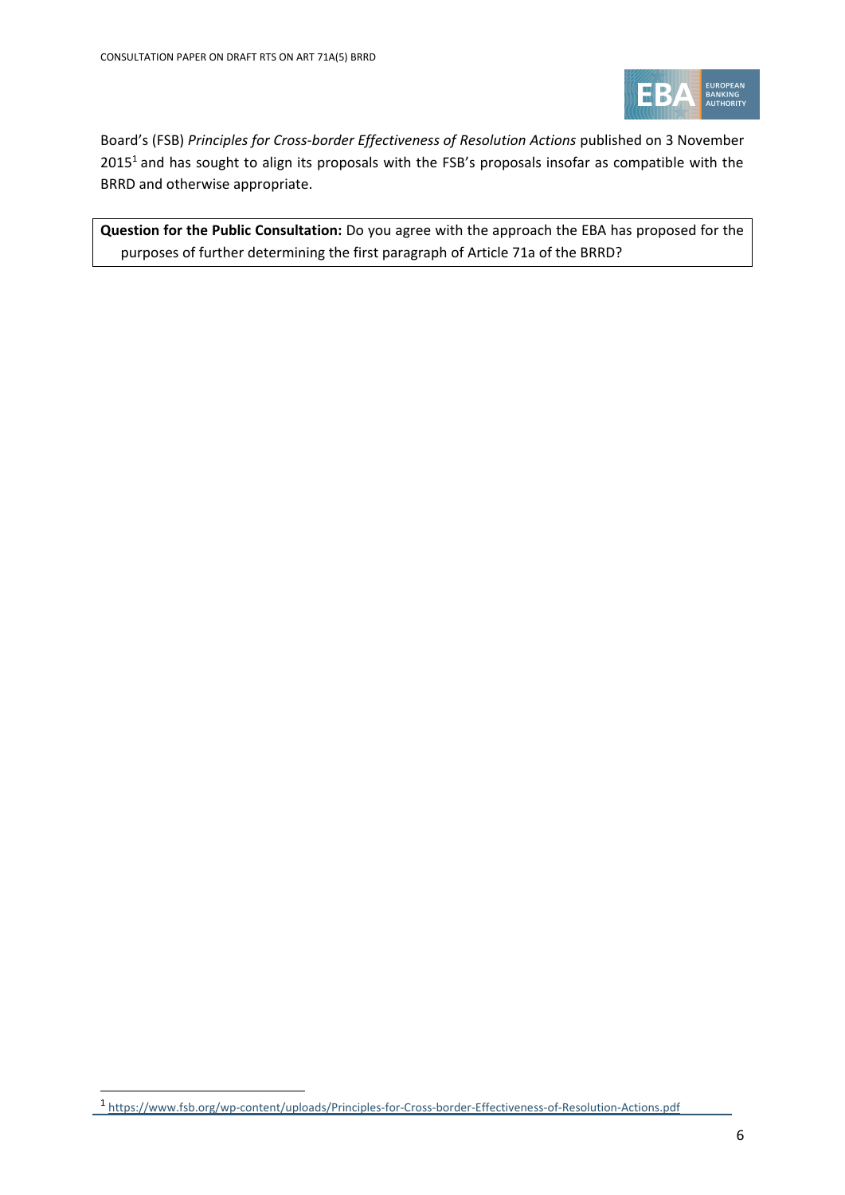Board's (FSB) *Principles for Cross-border Effectiveness of Resolution Actions* published on 3 November 2015[1] and has sought to align its proposals with the FSB's proposals insofar as compatible with the BRRD and otherwise appropriate.

**Question for the Public Consultation:** Do you agree with the approach the EBA has proposed for the purposes of further determining the first paragraph of Article 71a of the BRRD?

[1] https://www.fsb.org/wp-content/uploads/Principles-for-Cross-border-Effectiveness-of-Resolution-Actions.pdf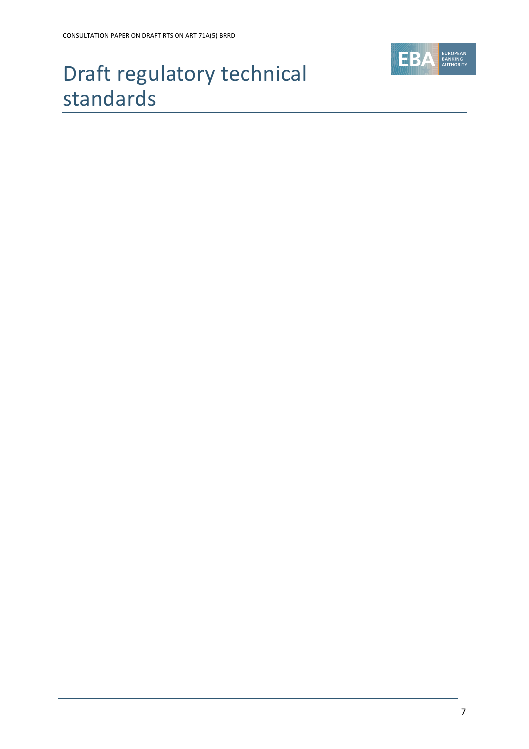# Draft regulatory technical standards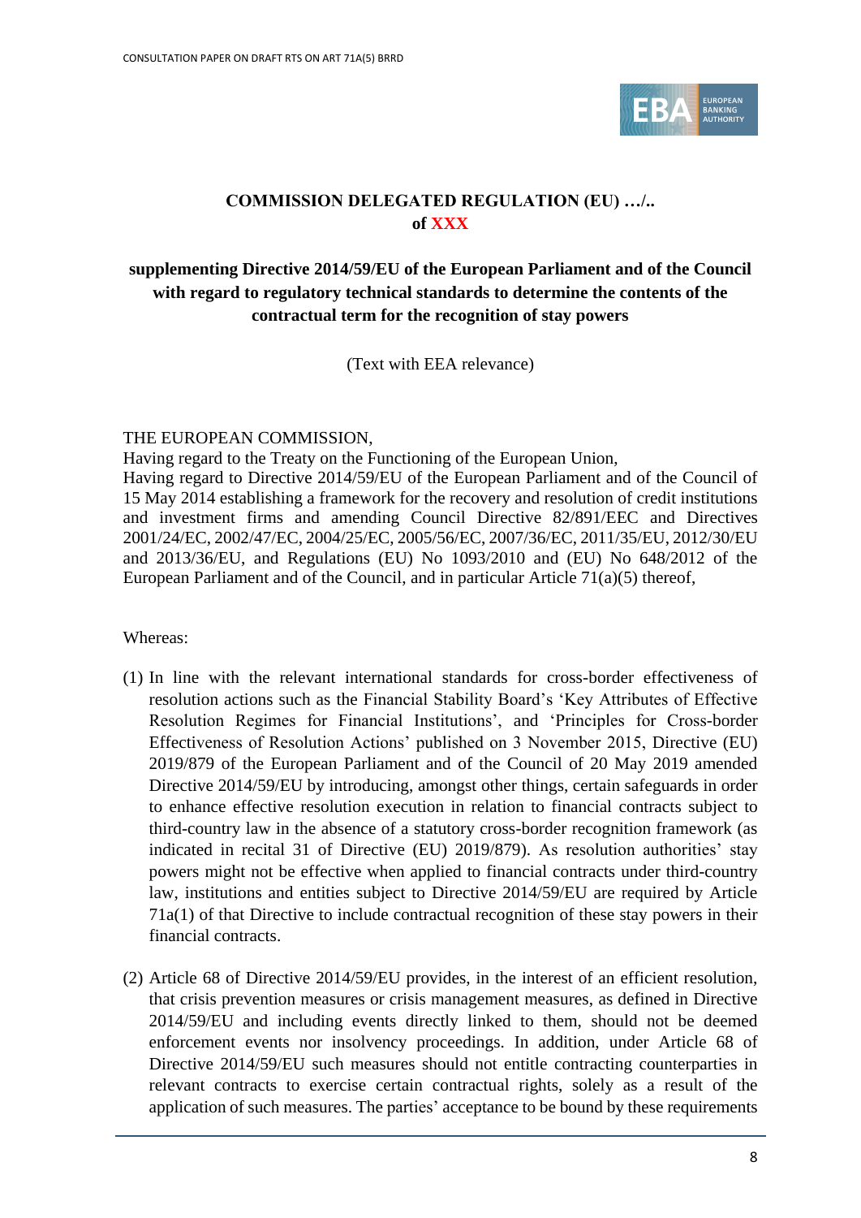**COMMISSION DELEGATED REGULATION (EU) …/..**
**of XXX**

**supplementing Directive 2014/59/EU of the European Parliament and of the Council with regard to regulatory technical standards to determine the contents of the contractual term for the recognition of stay powers**

(Text with EEA relevance)

THE EUROPEAN COMMISSION,

Having regard to the Treaty on the Functioning of the European Union,

Having regard to Directive 2014/59/EU of the European Parliament and of the Council of 15 May 2014 establishing a framework for the recovery and resolution of credit institutions and investment firms and amending Council Directive 82/891/EEC and Directives 2001/24/EC, 2002/47/EC, 2004/25/EC, 2005/56/EC, 2007/36/EC, 2011/35/EU, 2012/30/EU and 2013/36/EU, and Regulations (EU) No 1093/2010 and (EU) No 648/2012 of the European Parliament and of the Council, and in particular Article 71(a)(5) thereof,

Whereas:

(1) In line with the relevant international standards for cross-border effectiveness of resolution actions such as the Financial Stability Board's 'Key Attributes of Effective Resolution Regimes for Financial Institutions', and 'Principles for Cross-border Effectiveness of Resolution Actions' published on 3 November 2015, Directive (EU) 2019/879 of the European Parliament and of the Council of 20 May 2019 amended Directive 2014/59/EU by introducing, amongst other things, certain safeguards in order to enhance effective resolution execution in relation to financial contracts subject to third-country law in the absence of a statutory cross-border recognition framework (as indicated in recital 31 of Directive (EU) 2019/879). As resolution authorities' stay powers might not be effective when applied to financial contracts under third-country law, institutions and entities subject to Directive 2014/59/EU are required by Article 71a(1) of that Directive to include contractual recognition of these stay powers in their financial contracts.

(2) Article 68 of Directive 2014/59/EU provides, in the interest of an efficient resolution, that crisis prevention measures or crisis management measures, as defined in Directive 2014/59/EU and including events directly linked to them, should not be deemed enforcement events nor insolvency proceedings. In addition, under Article 68 of Directive 2014/59/EU such measures should not entitle contracting counterparties in relevant contracts to exercise certain contractual rights, solely as a result of the application of such measures. The parties' acceptance to be bound by these requirements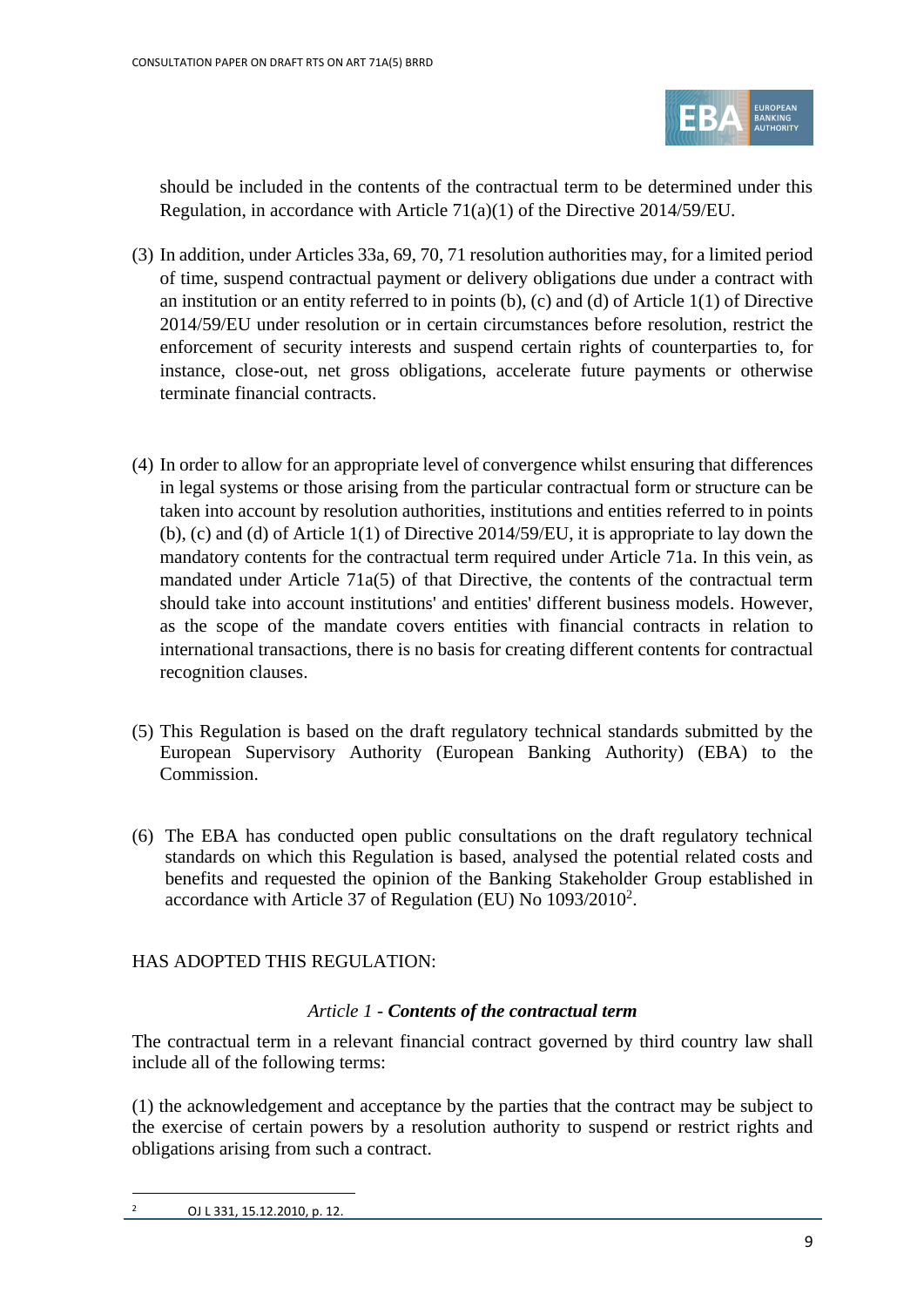should be included in the contents of the contractual term to be determined under this Regulation, in accordance with Article 71(a)(1) of the Directive 2014/59/EU.

(3) In addition, under Articles 33a, 69, 70, 71 resolution authorities may, for a limited period of time, suspend contractual payment or delivery obligations due under a contract with an institution or an entity referred to in points (b), (c) and (d) of Article 1(1) of Directive 2014/59/EU under resolution or in certain circumstances before resolution, restrict the enforcement of security interests and suspend certain rights of counterparties to, for instance, close-out, net gross obligations, accelerate future payments or otherwise terminate financial contracts.

(4) In order to allow for an appropriate level of convergence whilst ensuring that differences in legal systems or those arising from the particular contractual form or structure can be taken into account by resolution authorities, institutions and entities referred to in points (b), (c) and (d) of Article 1(1) of Directive 2014/59/EU, it is appropriate to lay down the mandatory contents for the contractual term required under Article 71a. In this vein, as mandated under Article 71a(5) of that Directive, the contents of the contractual term should take into account institutions' and entities' different business models. However, as the scope of the mandate covers entities with financial contracts in relation to international transactions, there is no basis for creating different contents for contractual recognition clauses.

(5) This Regulation is based on the draft regulatory technical standards submitted by the European Supervisory Authority (European Banking Authority) (EBA) to the Commission.

(6) The EBA has conducted open public consultations on the draft regulatory technical standards on which this Regulation is based, analysed the potential related costs and benefits and requested the opinion of the Banking Stakeholder Group established in accordance with Article 37 of Regulation (EU) No 1093/2010[2].

HAS ADOPTED THIS REGULATION:

### *Article 1 - **Contents of the contractual term***

The contractual term in a relevant financial contract governed by third country law shall include all of the following terms:

(1) the acknowledgement and acceptance by the parties that the contract may be subject to the exercise of certain powers by a resolution authority to suspend or restrict rights and obligations arising from such a contract.

[2] OJ L 331, 15.12.2010, p. 12.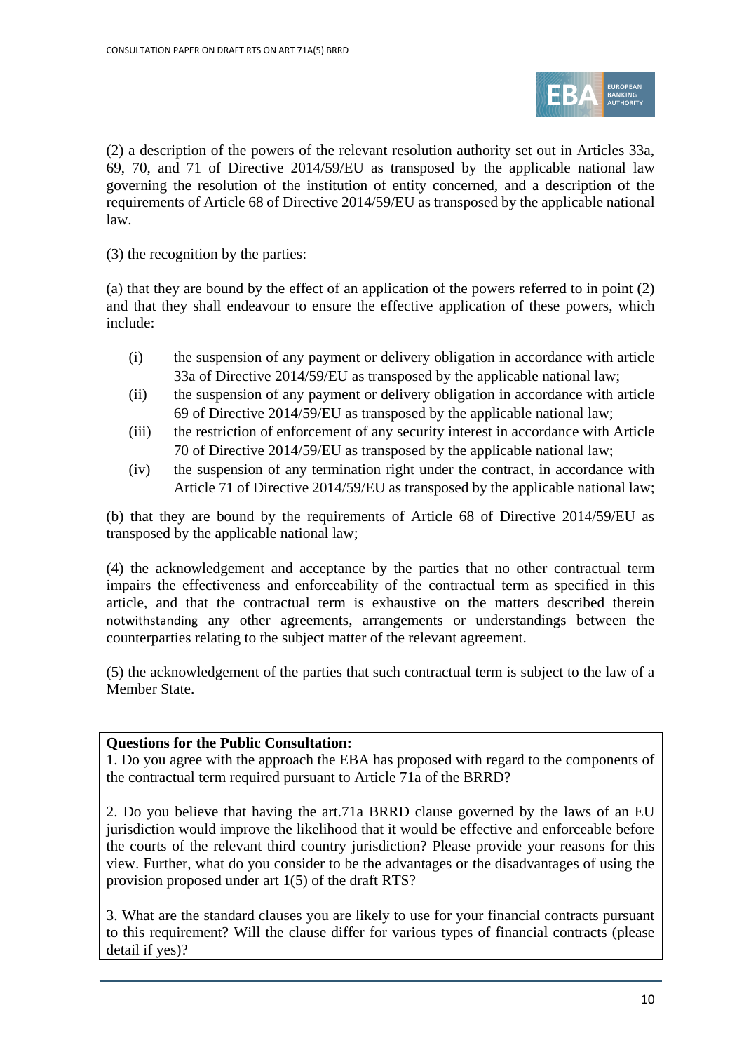(2) a description of the powers of the relevant resolution authority set out in Articles 33a, 69, 70, and 71 of Directive 2014/59/EU as transposed by the applicable national law governing the resolution of the institution of entity concerned, and a description of the requirements of Article 68 of Directive 2014/59/EU as transposed by the applicable national law.

(3) the recognition by the parties:

(a) that they are bound by the effect of an application of the powers referred to in point (2) and that they shall endeavour to ensure the effective application of these powers, which include:

- (i) the suspension of any payment or delivery obligation in accordance with article 33a of Directive 2014/59/EU as transposed by the applicable national law;
- (ii) the suspension of any payment or delivery obligation in accordance with article 69 of Directive 2014/59/EU as transposed by the applicable national law;
- (iii) the restriction of enforcement of any security interest in accordance with Article 70 of Directive 2014/59/EU as transposed by the applicable national law;
- (iv) the suspension of any termination right under the contract, in accordance with Article 71 of Directive 2014/59/EU as transposed by the applicable national law;

(b) that they are bound by the requirements of Article 68 of Directive 2014/59/EU as transposed by the applicable national law;

(4) the acknowledgement and acceptance by the parties that no other contractual term impairs the effectiveness and enforceability of the contractual term as specified in this article, and that the contractual term is exhaustive on the matters described therein notwithstanding any other agreements, arrangements or understandings between the counterparties relating to the subject matter of the relevant agreement.

(5) the acknowledgement of the parties that such contractual term is subject to the law of a Member State.

**Questions for the Public Consultation:**

1. Do you agree with the approach the EBA has proposed with regard to the components of the contractual term required pursuant to Article 71a of the BRRD?

2. Do you believe that having the art.71a BRRD clause governed by the laws of an EU jurisdiction would improve the likelihood that it would be effective and enforceable before the courts of the relevant third country jurisdiction? Please provide your reasons for this view. Further, what do you consider to be the advantages or the disadvantages of using the provision proposed under art 1(5) of the draft RTS?

3. What are the standard clauses you are likely to use for your financial contracts pursuant to this requirement? Will the clause differ for various types of financial contracts (please detail if yes)?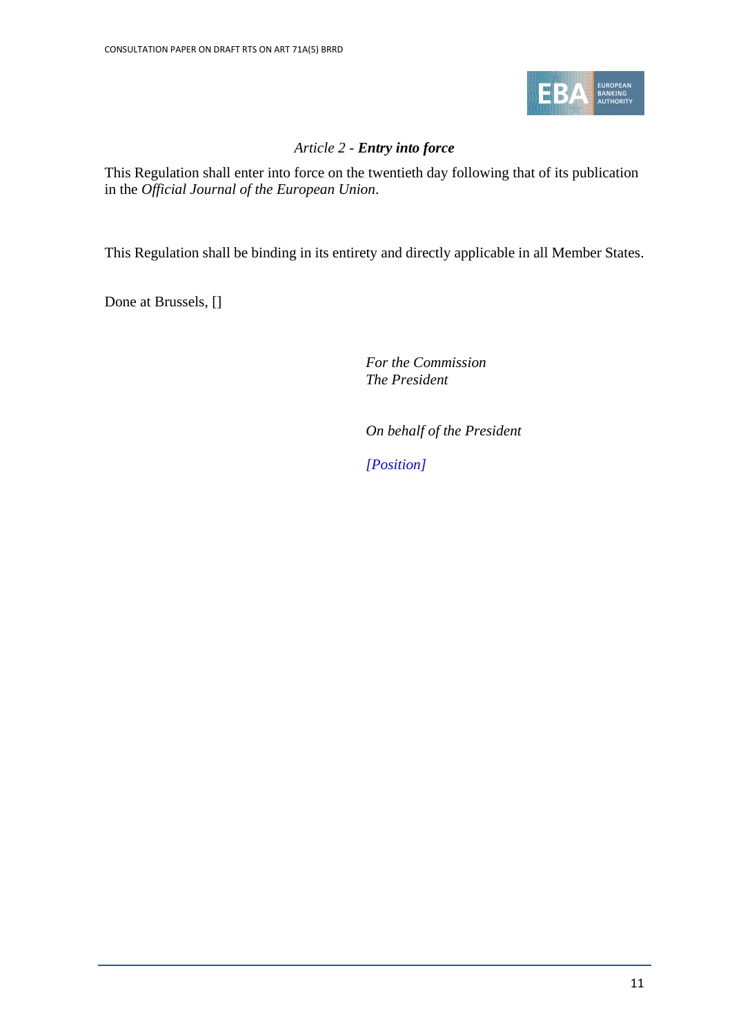*Article 2 - **Entry into force***

This Regulation shall enter into force on the twentieth day following that of its publication in the *Official Journal of the European Union*.

This Regulation shall be binding in its entirety and directly applicable in all Member States.

Done at Brussels, []

*For the Commission*
*The President*

*On behalf of the President*

*[Position]*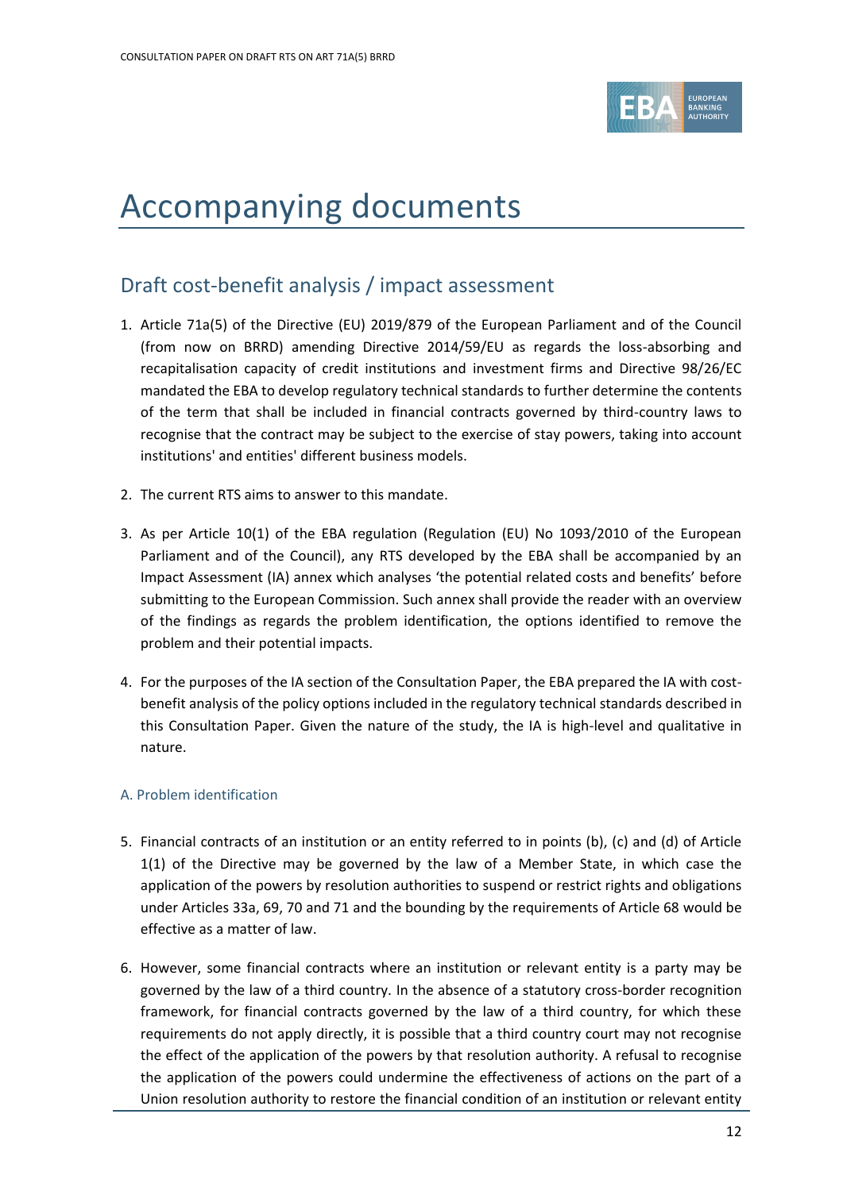# Accompanying documents

## Draft cost-benefit analysis / impact assessment

1. Article 71a(5) of the Directive (EU) 2019/879 of the European Parliament and of the Council (from now on BRRD) amending Directive 2014/59/EU as regards the loss-absorbing and recapitalisation capacity of credit institutions and investment firms and Directive 98/26/EC mandated the EBA to develop regulatory technical standards to further determine the contents of the term that shall be included in financial contracts governed by third-country laws to recognise that the contract may be subject to the exercise of stay powers, taking into account institutions' and entities' different business models.

2. The current RTS aims to answer to this mandate.

3. As per Article 10(1) of the EBA regulation (Regulation (EU) No 1093/2010 of the European Parliament and of the Council), any RTS developed by the EBA shall be accompanied by an Impact Assessment (IA) annex which analyses 'the potential related costs and benefits' before submitting to the European Commission. Such annex shall provide the reader with an overview of the findings as regards the problem identification, the options identified to remove the problem and their potential impacts.

4. For the purposes of the IA section of the Consultation Paper, the EBA prepared the IA with cost-benefit analysis of the policy options included in the regulatory technical standards described in this Consultation Paper. Given the nature of the study, the IA is high-level and qualitative in nature.

### A. Problem identification

5. Financial contracts of an institution or an entity referred to in points (b), (c) and (d) of Article 1(1) of the Directive may be governed by the law of a Member State, in which case the application of the powers by resolution authorities to suspend or restrict rights and obligations under Articles 33a, 69, 70 and 71 and the bounding by the requirements of Article 68 would be effective as a matter of law.

6. However, some financial contracts where an institution or relevant entity is a party may be governed by the law of a third country. In the absence of a statutory cross-border recognition framework, for financial contracts governed by the law of a third country, for which these requirements do not apply directly, it is possible that a third country court may not recognise the effect of the application of the powers by that resolution authority. A refusal to recognise the application of the powers could undermine the effectiveness of actions on the part of a Union resolution authority to restore the financial condition of an institution or relevant entity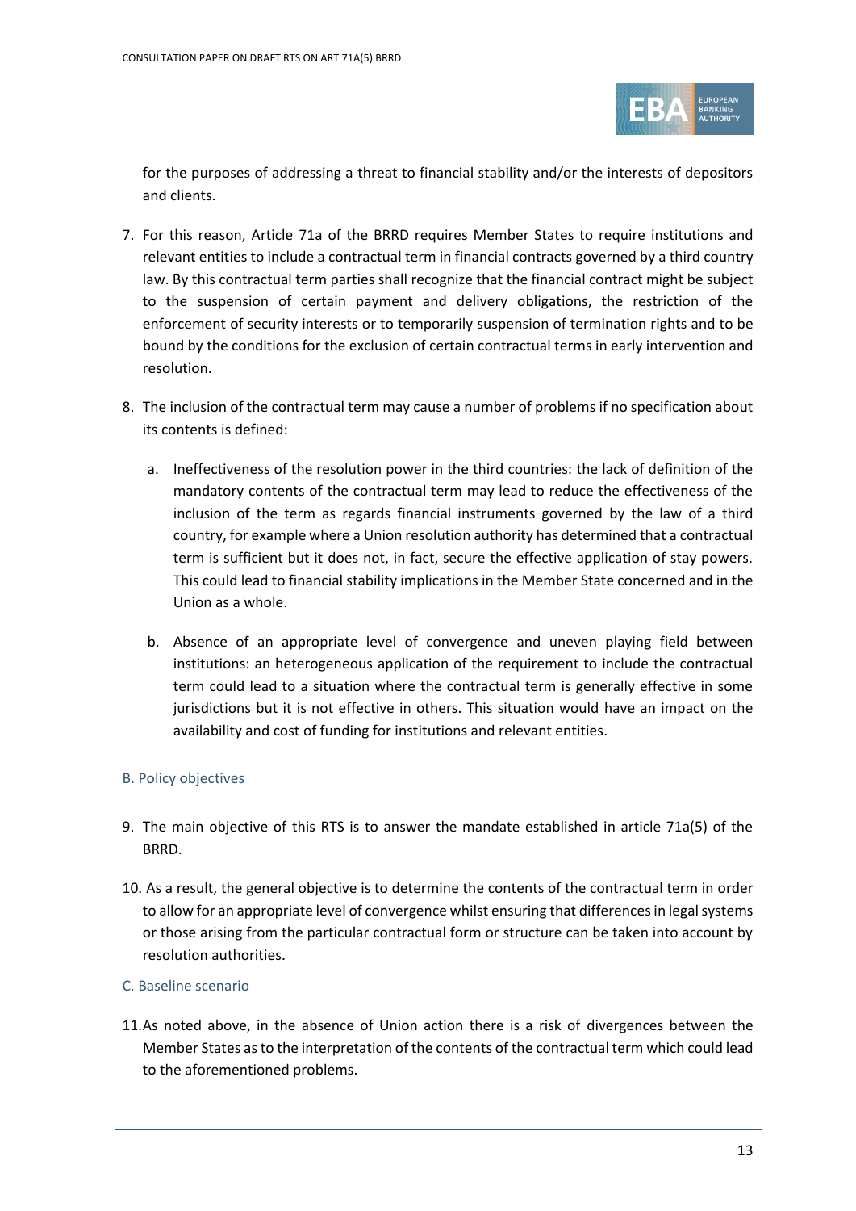for the purposes of addressing a threat to financial stability and/or the interests of depositors and clients.

7. For this reason, Article 71a of the BRRD requires Member States to require institutions and relevant entities to include a contractual term in financial contracts governed by a third country law. By this contractual term parties shall recognize that the financial contract might be subject to the suspension of certain payment and delivery obligations, the restriction of the enforcement of security interests or to temporarily suspension of termination rights and to be bound by the conditions for the exclusion of certain contractual terms in early intervention and resolution.

8. The inclusion of the contractual term may cause a number of problems if no specification about its contents is defined:

   a. Ineffectiveness of the resolution power in the third countries: the lack of definition of the mandatory contents of the contractual term may lead to reduce the effectiveness of the inclusion of the term as regards financial instruments governed by the law of a third country, for example where a Union resolution authority has determined that a contractual term is sufficient but it does not, in fact, secure the effective application of stay powers. This could lead to financial stability implications in the Member State concerned and in the Union as a whole.

   b. Absence of an appropriate level of convergence and uneven playing field between institutions: an heterogeneous application of the requirement to include the contractual term could lead to a situation where the contractual term is generally effective in some jurisdictions but it is not effective in others. This situation would have an impact on the availability and cost of funding for institutions and relevant entities.

### B. Policy objectives

9. The main objective of this RTS is to answer the mandate established in article 71a(5) of the BRRD.

10. As a result, the general objective is to determine the contents of the contractual term in order to allow for an appropriate level of convergence whilst ensuring that differences in legal systems or those arising from the particular contractual form or structure can be taken into account by resolution authorities.

### C. Baseline scenario

11. As noted above, in the absence of Union action there is a risk of divergences between the Member States as to the interpretation of the contents of the contractual term which could lead to the aforementioned problems.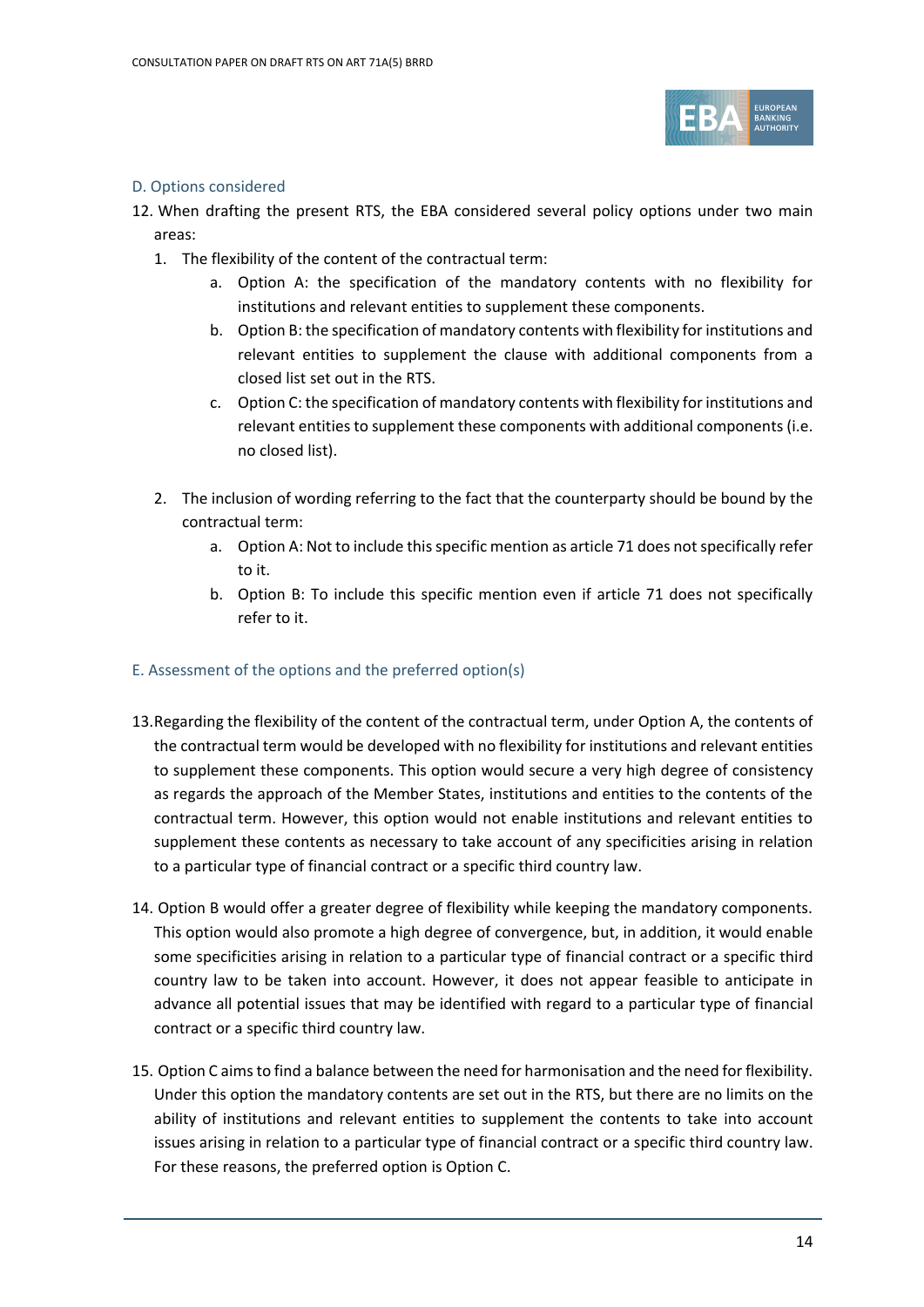### D. Options considered

12. When drafting the present RTS, the EBA considered several policy options under two main areas:
    1. The flexibility of the content of the contractual term:
        a. Option A: the specification of the mandatory contents with no flexibility for institutions and relevant entities to supplement these components.
        b. Option B: the specification of mandatory contents with flexibility for institutions and relevant entities to supplement the clause with additional components from a closed list set out in the RTS.
        c. Option C: the specification of mandatory contents with flexibility for institutions and relevant entities to supplement these components with additional components (i.e. no closed list).
    2. The inclusion of wording referring to the fact that the counterparty should be bound by the contractual term:
        a. Option A: Not to include this specific mention as article 71 does not specifically refer to it.
        b. Option B: To include this specific mention even if article 71 does not specifically refer to it.

### E. Assessment of the options and the preferred option(s)

13. Regarding the flexibility of the content of the contractual term, under Option A, the contents of the contractual term would be developed with no flexibility for institutions and relevant entities to supplement these components. This option would secure a very high degree of consistency as regards the approach of the Member States, institutions and entities to the contents of the contractual term. However, this option would not enable institutions and relevant entities to supplement these contents as necessary to take account of any specificities arising in relation to a particular type of financial contract or a specific third country law.

14. Option B would offer a greater degree of flexibility while keeping the mandatory components. This option would also promote a high degree of convergence, but, in addition, it would enable some specificities arising in relation to a particular type of financial contract or a specific third country law to be taken into account. However, it does not appear feasible to anticipate in advance all potential issues that may be identified with regard to a particular type of financial contract or a specific third country law.

15. Option C aims to find a balance between the need for harmonisation and the need for flexibility. Under this option the mandatory contents are set out in the RTS, but there are no limits on the ability of institutions and relevant entities to supplement the contents to take into account issues arising in relation to a particular type of financial contract or a specific third country law. For these reasons, the preferred option is Option C.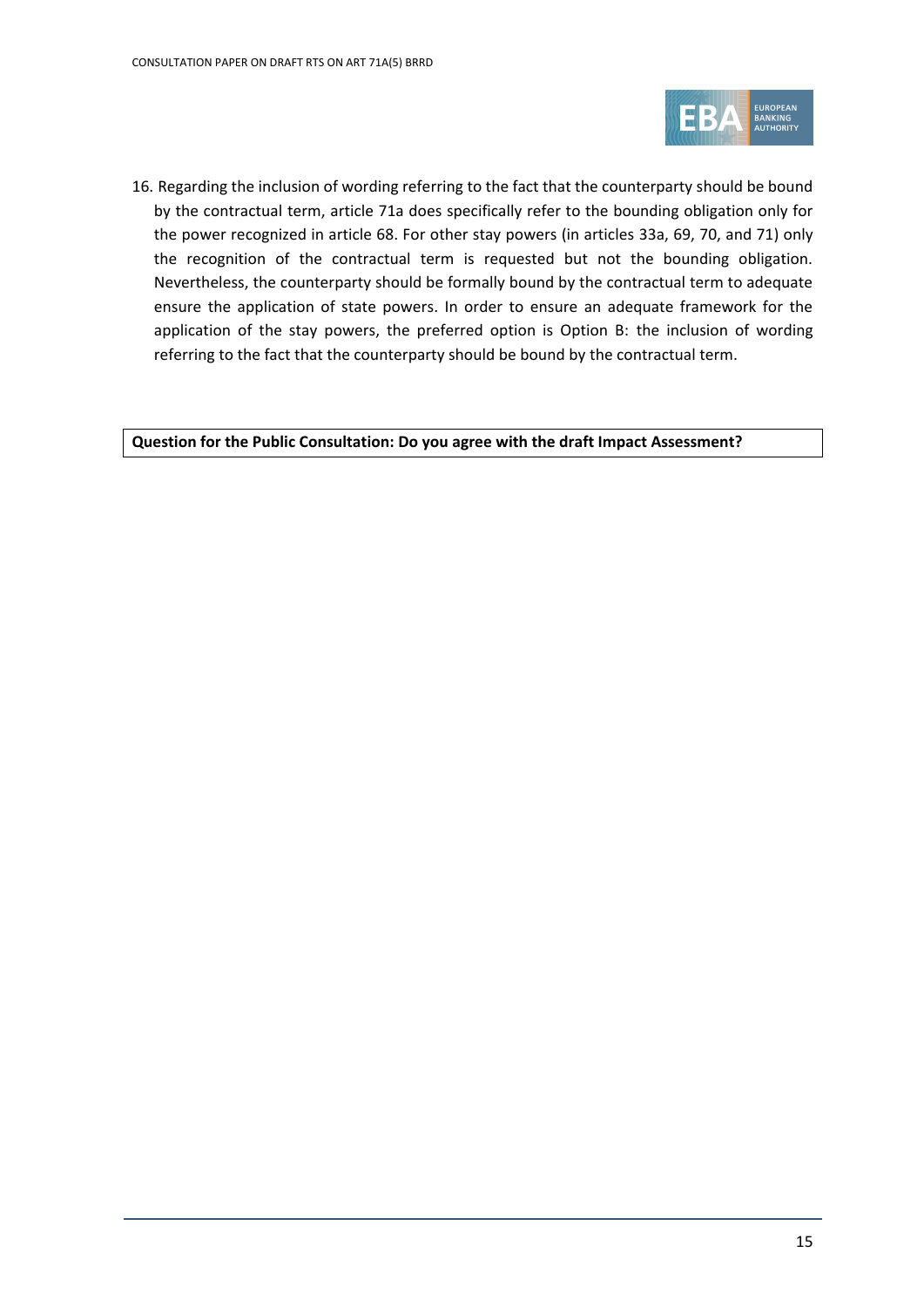16. Regarding the inclusion of wording referring to the fact that the counterparty should be bound by the contractual term, article 71a does specifically refer to the bounding obligation only for the power recognized in article 68. For other stay powers (in articles 33a, 69, 70, and 71) only the recognition of the contractual term is requested but not the bounding obligation. Nevertheless, the counterparty should be formally bound by the contractual term to adequate ensure the application of state powers. In order to ensure an adequate framework for the application of the stay powers, the preferred option is Option B: the inclusion of wording referring to the fact that the counterparty should be bound by the contractual term.

| **Question for the Public Consultation: Do you agree with the draft Impact Assessment?** |
|---|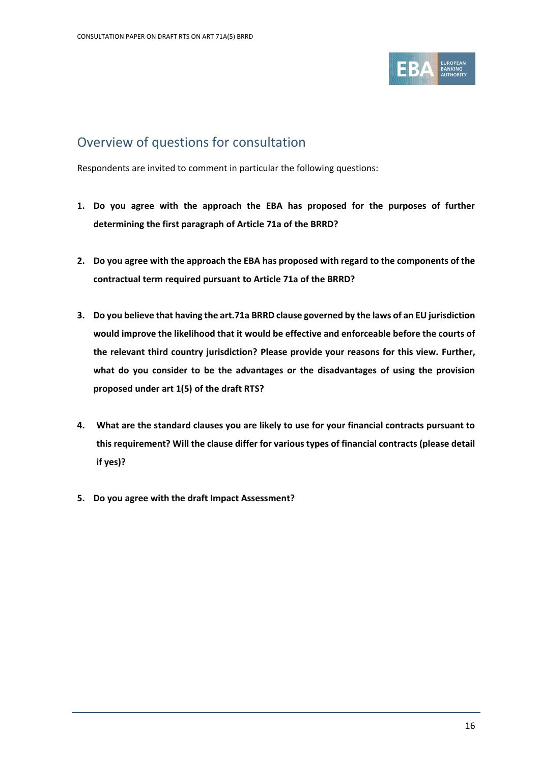## Overview of questions for consultation

Respondents are invited to comment in particular the following questions:

1. **Do you agree with the approach the EBA has proposed for the purposes of further determining the first paragraph of Article 71a of the BRRD?**

2. **Do you agree with the approach the EBA has proposed with regard to the components of the contractual term required pursuant to Article 71a of the BRRD?**

3. **Do you believe that having the art.71a BRRD clause governed by the laws of an EU jurisdiction would improve the likelihood that it would be effective and enforceable before the courts of the relevant third country jurisdiction? Please provide your reasons for this view. Further, what do you consider to be the advantages or the disadvantages of using the provision proposed under art 1(5) of the draft RTS?**

4. **What are the standard clauses you are likely to use for your financial contracts pursuant to this requirement? Will the clause differ for various types of financial contracts (please detail if yes)?**

5. **Do you agree with the draft Impact Assessment?**